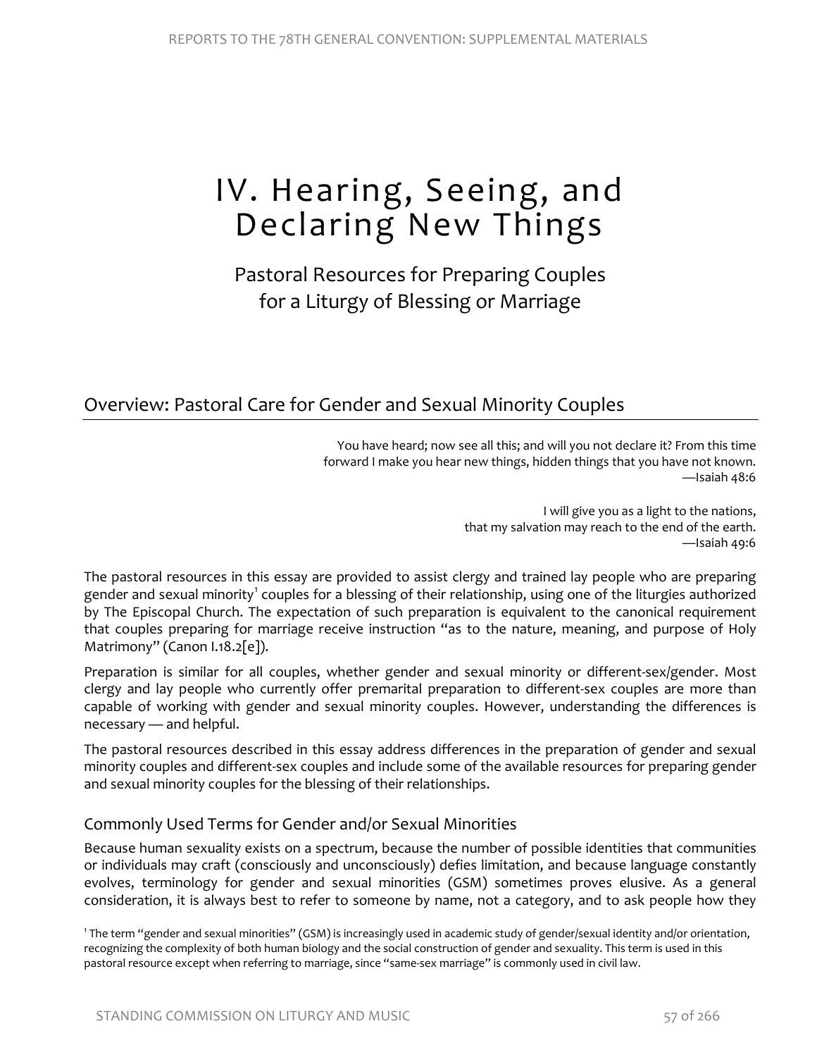# IV. Hearing, Seeing, and Declaring New Things

Pastoral Resources for Preparing Couples for a Liturgy of Blessing or Marriage

## Overview: Pastoral Care for Gender and Sexual Minority Couples

> You have heard; now see all this; and will you not declare it? From this time forward I make you hear new things, hidden things that you have not known.
> —Isaiah 48:6

> I will give you as a light to the nations,
> that my salvation may reach to the end of the earth.
> —Isaiah 49:6

The pastoral resources in this essay are provided to assist clergy and trained lay people who are preparing gender and sexual minority[1] couples for a blessing of their relationship, using one of the liturgies authorized by The Episcopal Church. The expectation of such preparation is equivalent to the canonical requirement that couples preparing for marriage receive instruction "as to the nature, meaning, and purpose of Holy Matrimony" (Canon I.18.2[e]).

Preparation is similar for all couples, whether gender and sexual minority or different-sex/gender. Most clergy and lay people who currently offer premarital preparation to different-sex couples are more than capable of working with gender and sexual minority couples. However, understanding the differences is necessary — and helpful.

The pastoral resources described in this essay address differences in the preparation of gender and sexual minority couples and different-sex couples and include some of the available resources for preparing gender and sexual minority couples for the blessing of their relationships.

### Commonly Used Terms for Gender and/or Sexual Minorities

Because human sexuality exists on a spectrum, because the number of possible identities that communities or individuals may craft (consciously and unconsciously) defies limitation, and because language constantly evolves, terminology for gender and sexual minorities (GSM) sometimes proves elusive. As a general consideration, it is always best to refer to someone by name, not a category, and to ask people how they

[1] The term "gender and sexual minorities" (GSM) is increasingly used in academic study of gender/sexual identity and/or orientation, recognizing the complexity of both human biology and the social construction of gender and sexuality. This term is used in this pastoral resource except when referring to marriage, since "same-sex marriage" is commonly used in civil law.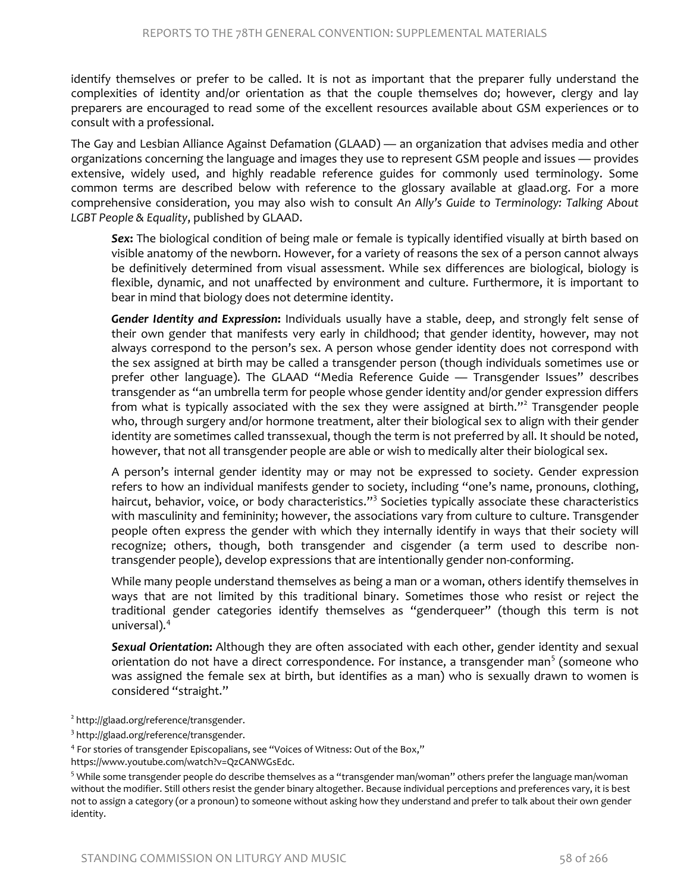identify themselves or prefer to be called. It is not as important that the preparer fully understand the complexities of identity and/or orientation as that the couple themselves do; however, clergy and lay preparers are encouraged to read some of the excellent resources available about GSM experiences or to consult with a professional.

The Gay and Lesbian Alliance Against Defamation (GLAAD) — an organization that advises media and other organizations concerning the language and images they use to represent GSM people and issues — provides extensive, widely used, and highly readable reference guides for commonly used terminology. Some common terms are described below with reference to the glossary available at glaad.org. For a more comprehensive consideration, you may also wish to consult *An Ally's Guide to Terminology: Talking About LGBT People & Equality*, published by GLAAD.

> ***Sex*:** The biological condition of being male or female is typically identified visually at birth based on visible anatomy of the newborn. However, for a variety of reasons the sex of a person cannot always be definitively determined from visual assessment. While sex differences are biological, biology is flexible, dynamic, and not unaffected by environment and culture. Furthermore, it is important to bear in mind that biology does not determine identity.
>
> ***Gender Identity and Expression*:** Individuals usually have a stable, deep, and strongly felt sense of their own gender that manifests very early in childhood; that gender identity, however, may not always correspond to the person's sex. A person whose gender identity does not correspond with the sex assigned at birth may be called a transgender person (though individuals sometimes use or prefer other language). The GLAAD "Media Reference Guide — Transgender Issues" describes transgender as "an umbrella term for people whose gender identity and/or gender expression differs from what is typically associated with the sex they were assigned at birth."[2] Transgender people who, through surgery and/or hormone treatment, alter their biological sex to align with their gender identity are sometimes called transsexual, though the term is not preferred by all. It should be noted, however, that not all transgender people are able or wish to medically alter their biological sex.
>
> A person's internal gender identity may or may not be expressed to society. Gender expression refers to how an individual manifests gender to society, including "one's name, pronouns, clothing, haircut, behavior, voice, or body characteristics."[3] Societies typically associate these characteristics with masculinity and femininity; however, the associations vary from culture to culture. Transgender people often express the gender with which they internally identify in ways that their society will recognize; others, though, both transgender and cisgender (a term used to describe non-transgender people), develop expressions that are intentionally gender non-conforming.
>
> While many people understand themselves as being a man or a woman, others identify themselves in ways that are not limited by this traditional binary. Sometimes those who resist or reject the traditional gender categories identify themselves as "genderqueer" (though this term is not universal).[4]
>
> ***Sexual Orientation*:** Although they are often associated with each other, gender identity and sexual orientation do not have a direct correspondence. For instance, a transgender man[5] (someone who was assigned the female sex at birth, but identifies as a man) who is sexually drawn to women is considered "straight."

[2] http://glaad.org/reference/transgender.

[3] http://glaad.org/reference/transgender.

[4] For stories of transgender Episcopalians, see "Voices of Witness: Out of the Box," https://www.youtube.com/watch?v=QzCANWGsEdc.

[5] While some transgender people do describe themselves as a "transgender man/woman" others prefer the language man/woman without the modifier. Still others resist the gender binary altogether. Because individual perceptions and preferences vary, it is best not to assign a category (or a pronoun) to someone without asking how they understand and prefer to talk about their own gender identity.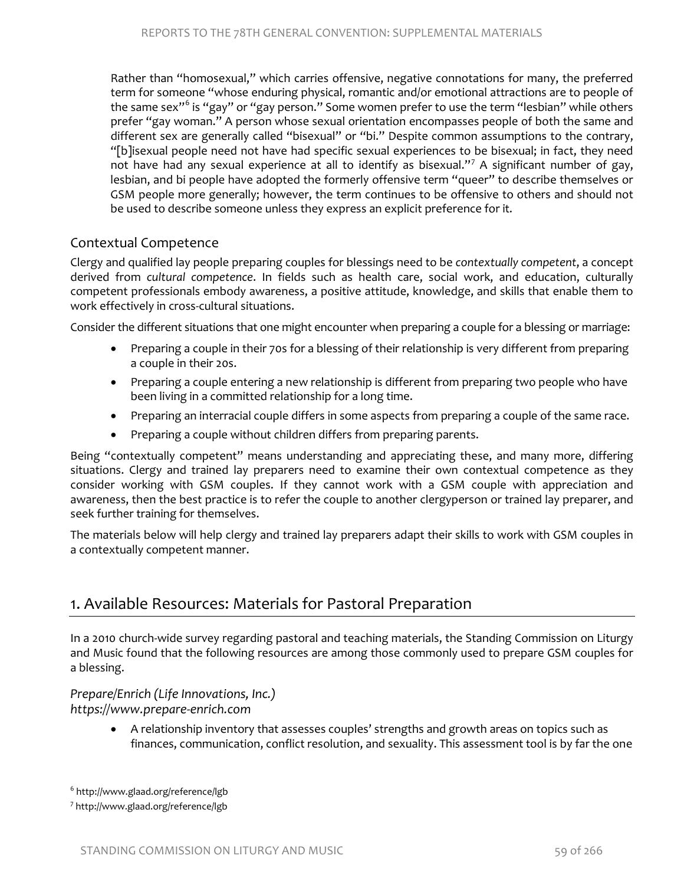Rather than "homosexual," which carries offensive, negative connotations for many, the preferred term for someone "whose enduring physical, romantic and/or emotional attractions are to people of the same sex"[6] is "gay" or "gay person." Some women prefer to use the term "lesbian" while others prefer "gay woman." A person whose sexual orientation encompasses people of both the same and different sex are generally called "bisexual" or "bi." Despite common assumptions to the contrary, "[b]isexual people need not have had specific sexual experiences to be bisexual; in fact, they need not have had any sexual experience at all to identify as bisexual."[7] A significant number of gay, lesbian, and bi people have adopted the formerly offensive term "queer" to describe themselves or GSM people more generally; however, the term continues to be offensive to others and should not be used to describe someone unless they express an explicit preference for it.

### Contextual Competence

Clergy and qualified lay people preparing couples for blessings need to be *contextually competent*, a concept derived from *cultural competence*. In fields such as health care, social work, and education, culturally competent professionals embody awareness, a positive attitude, knowledge, and skills that enable them to work effectively in cross-cultural situations.

Consider the different situations that one might encounter when preparing a couple for a blessing or marriage:

- Preparing a couple in their 70s for a blessing of their relationship is very different from preparing a couple in their 20s.
- Preparing a couple entering a new relationship is different from preparing two people who have been living in a committed relationship for a long time.
- Preparing an interracial couple differs in some aspects from preparing a couple of the same race.
- Preparing a couple without children differs from preparing parents.

Being "contextually competent" means understanding and appreciating these, and many more, differing situations. Clergy and trained lay preparers need to examine their own contextual competence as they consider working with GSM couples. If they cannot work with a GSM couple with appreciation and awareness, then the best practice is to refer the couple to another clergyperson or trained lay preparer, and seek further training for themselves.

The materials below will help clergy and trained lay preparers adapt their skills to work with GSM couples in a contextually competent manner.

## 1. Available Resources: Materials for Pastoral Preparation

In a 2010 church-wide survey regarding pastoral and teaching materials, the Standing Commission on Liturgy and Music found that the following resources are among those commonly used to prepare GSM couples for a blessing.

*Prepare/Enrich (Life Innovations, Inc.)*
*https://www.prepare-enrich.com*

- A relationship inventory that assesses couples' strengths and growth areas on topics such as finances, communication, conflict resolution, and sexuality. This assessment tool is by far the one

[6] http://www.glaad.org/reference/lgb

[7] http://www.glaad.org/reference/lgb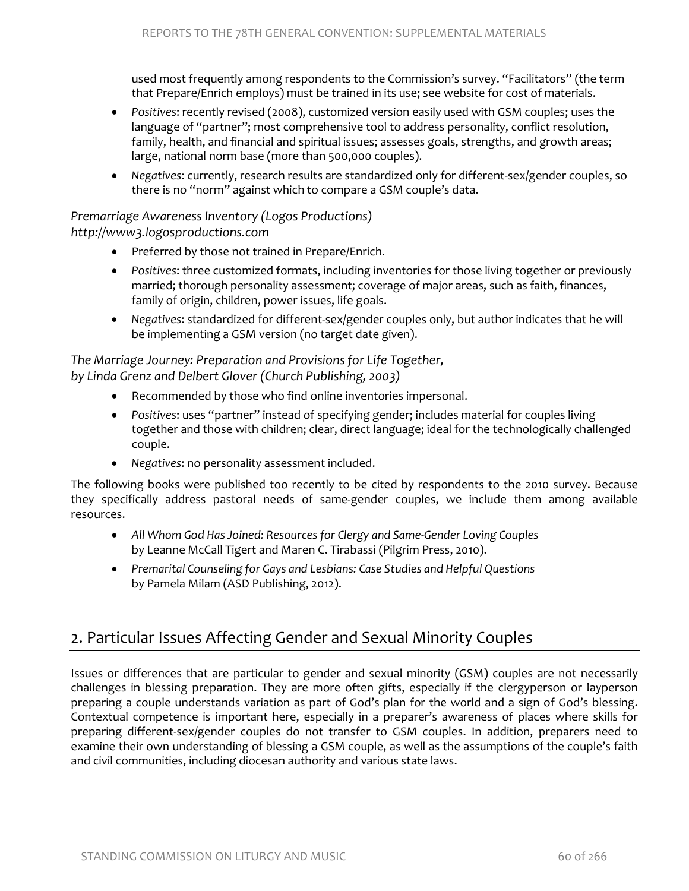used most frequently among respondents to the Commission's survey. "Facilitators" (the term that Prepare/Enrich employs) must be trained in its use; see website for cost of materials.

- *Positives*: recently revised (2008), customized version easily used with GSM couples; uses the language of "partner"; most comprehensive tool to address personality, conflict resolution, family, health, and financial and spiritual issues; assesses goals, strengths, and growth areas; large, national norm base (more than 500,000 couples).
- *Negatives*: currently, research results are standardized only for different-sex/gender couples, so there is no "norm" against which to compare a GSM couple's data.

*Premarriage Awareness Inventory (Logos Productions)*
*http://www3.logosproductions.com*

- Preferred by those not trained in Prepare/Enrich.
- *Positives*: three customized formats, including inventories for those living together or previously married; thorough personality assessment; coverage of major areas, such as faith, finances, family of origin, children, power issues, life goals.
- *Negatives*: standardized for different-sex/gender couples only, but author indicates that he will be implementing a GSM version (no target date given).

*The Marriage Journey: Preparation and Provisions for Life Together,*
*by Linda Grenz and Delbert Glover (Church Publishing, 2003)*

- Recommended by those who find online inventories impersonal.
- *Positives*: uses "partner" instead of specifying gender; includes material for couples living together and those with children; clear, direct language; ideal for the technologically challenged couple.
- *Negatives*: no personality assessment included.

The following books were published too recently to be cited by respondents to the 2010 survey. Because they specifically address pastoral needs of same-gender couples, we include them among available resources.

- *All Whom God Has Joined: Resources for Clergy and Same-Gender Loving Couples* by Leanne McCall Tigert and Maren C. Tirabassi (Pilgrim Press, 2010).
- *Premarital Counseling for Gays and Lesbians: Case Studies and Helpful Questions* by Pamela Milam (ASD Publishing, 2012).

## 2. Particular Issues Affecting Gender and Sexual Minority Couples

Issues or differences that are particular to gender and sexual minority (GSM) couples are not necessarily challenges in blessing preparation. They are more often gifts, especially if the clergyperson or layperson preparing a couple understands variation as part of God's plan for the world and a sign of God's blessing. Contextual competence is important here, especially in a preparer's awareness of places where skills for preparing different-sex/gender couples do not transfer to GSM couples. In addition, preparers need to examine their own understanding of blessing a GSM couple, as well as the assumptions of the couple's faith and civil communities, including diocesan authority and various state laws.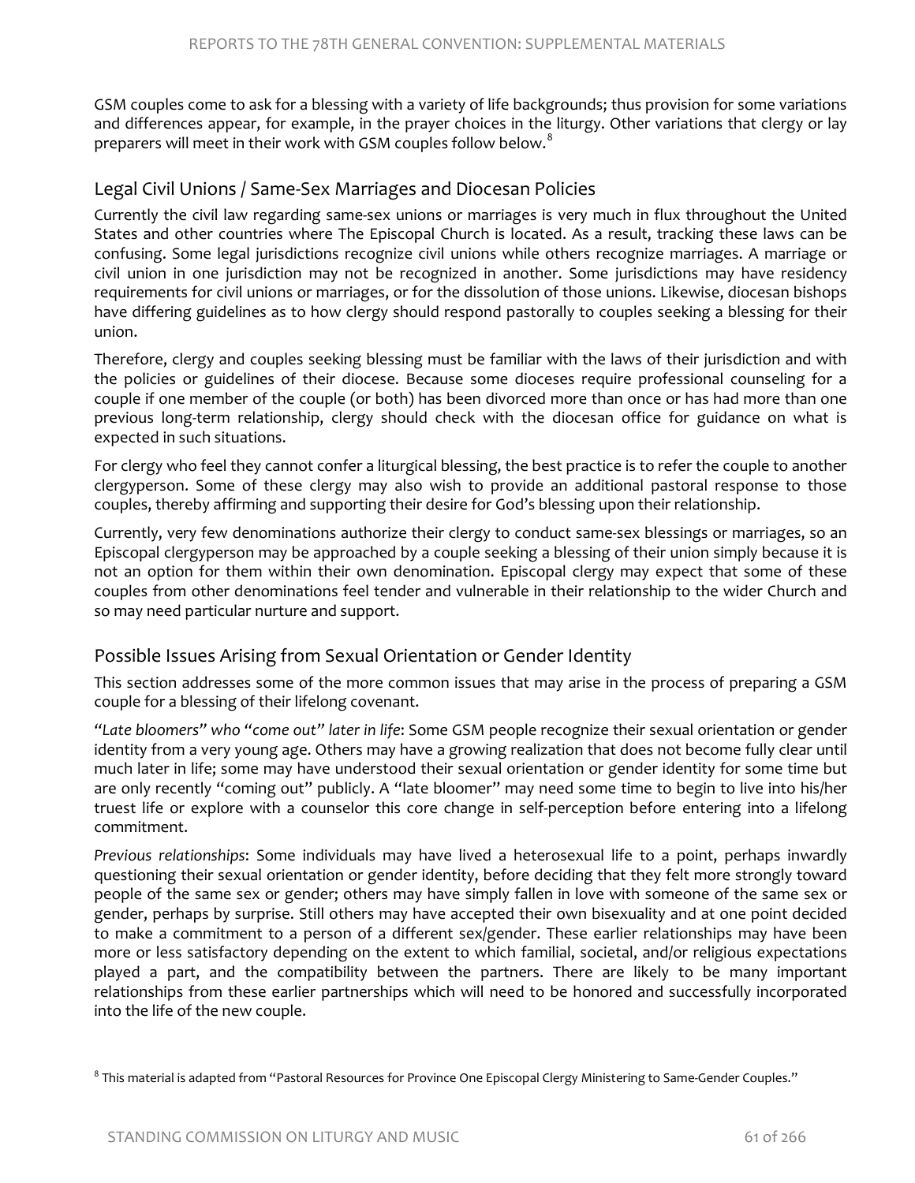GSM couples come to ask for a blessing with a variety of life backgrounds; thus provision for some variations and differences appear, for example, in the prayer choices in the liturgy. Other variations that clergy or lay preparers will meet in their work with GSM couples follow below.[8]

## Legal Civil Unions / Same-Sex Marriages and Diocesan Policies

Currently the civil law regarding same-sex unions or marriages is very much in flux throughout the United States and other countries where The Episcopal Church is located. As a result, tracking these laws can be confusing. Some legal jurisdictions recognize civil unions while others recognize marriages. A marriage or civil union in one jurisdiction may not be recognized in another. Some jurisdictions may have residency requirements for civil unions or marriages, or for the dissolution of those unions. Likewise, diocesan bishops have differing guidelines as to how clergy should respond pastorally to couples seeking a blessing for their union.

Therefore, clergy and couples seeking blessing must be familiar with the laws of their jurisdiction and with the policies or guidelines of their diocese. Because some dioceses require professional counseling for a couple if one member of the couple (or both) has been divorced more than once or has had more than one previous long-term relationship, clergy should check with the diocesan office for guidance on what is expected in such situations.

For clergy who feel they cannot confer a liturgical blessing, the best practice is to refer the couple to another clergyperson. Some of these clergy may also wish to provide an additional pastoral response to those couples, thereby affirming and supporting their desire for God's blessing upon their relationship.

Currently, very few denominations authorize their clergy to conduct same-sex blessings or marriages, so an Episcopal clergyperson may be approached by a couple seeking a blessing of their union simply because it is not an option for them within their own denomination. Episcopal clergy may expect that some of these couples from other denominations feel tender and vulnerable in their relationship to the wider Church and so may need particular nurture and support.

## Possible Issues Arising from Sexual Orientation or Gender Identity

This section addresses some of the more common issues that may arise in the process of preparing a GSM couple for a blessing of their lifelong covenant.

*"Late bloomers" who "come out" later in life*: Some GSM people recognize their sexual orientation or gender identity from a very young age. Others may have a growing realization that does not become fully clear until much later in life; some may have understood their sexual orientation or gender identity for some time but are only recently "coming out" publicly. A "late bloomer" may need some time to begin to live into his/her truest life or explore with a counselor this core change in self-perception before entering into a lifelong commitment.

*Previous relationships*: Some individuals may have lived a heterosexual life to a point, perhaps inwardly questioning their sexual orientation or gender identity, before deciding that they felt more strongly toward people of the same sex or gender; others may have simply fallen in love with someone of the same sex or gender, perhaps by surprise. Still others may have accepted their own bisexuality and at one point decided to make a commitment to a person of a different sex/gender. These earlier relationships may have been more or less satisfactory depending on the extent to which familial, societal, and/or religious expectations played a part, and the compatibility between the partners. There are likely to be many important relationships from these earlier partnerships which will need to be honored and successfully incorporated into the life of the new couple.

[8] This material is adapted from "Pastoral Resources for Province One Episcopal Clergy Ministering to Same-Gender Couples."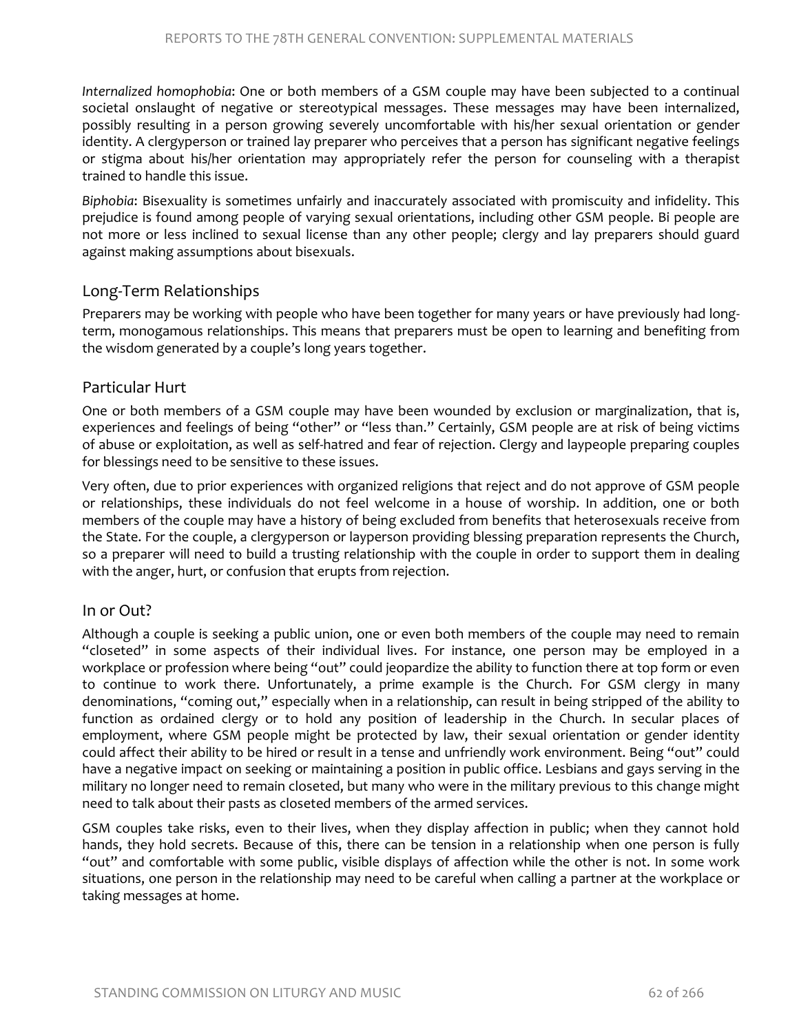*Internalized homophobia*: One or both members of a GSM couple may have been subjected to a continual societal onslaught of negative or stereotypical messages. These messages may have been internalized, possibly resulting in a person growing severely uncomfortable with his/her sexual orientation or gender identity. A clergyperson or trained lay preparer who perceives that a person has significant negative feelings or stigma about his/her orientation may appropriately refer the person for counseling with a therapist trained to handle this issue.

*Biphobia*: Bisexuality is sometimes unfairly and inaccurately associated with promiscuity and infidelity. This prejudice is found among people of varying sexual orientations, including other GSM people. Bi people are not more or less inclined to sexual license than any other people; clergy and lay preparers should guard against making assumptions about bisexuals.

## Long-Term Relationships

Preparers may be working with people who have been together for many years or have previously had long-term, monogamous relationships. This means that preparers must be open to learning and benefiting from the wisdom generated by a couple's long years together.

## Particular Hurt

One or both members of a GSM couple may have been wounded by exclusion or marginalization, that is, experiences and feelings of being "other" or "less than." Certainly, GSM people are at risk of being victims of abuse or exploitation, as well as self-hatred and fear of rejection. Clergy and laypeople preparing couples for blessings need to be sensitive to these issues.

Very often, due to prior experiences with organized religions that reject and do not approve of GSM people or relationships, these individuals do not feel welcome in a house of worship. In addition, one or both members of the couple may have a history of being excluded from benefits that heterosexuals receive from the State. For the couple, a clergyperson or layperson providing blessing preparation represents the Church, so a preparer will need to build a trusting relationship with the couple in order to support them in dealing with the anger, hurt, or confusion that erupts from rejection.

## In or Out?

Although a couple is seeking a public union, one or even both members of the couple may need to remain "closeted" in some aspects of their individual lives. For instance, one person may be employed in a workplace or profession where being "out" could jeopardize the ability to function there at top form or even to continue to work there. Unfortunately, a prime example is the Church. For GSM clergy in many denominations, "coming out," especially when in a relationship, can result in being stripped of the ability to function as ordained clergy or to hold any position of leadership in the Church. In secular places of employment, where GSM people might be protected by law, their sexual orientation or gender identity could affect their ability to be hired or result in a tense and unfriendly work environment. Being "out" could have a negative impact on seeking or maintaining a position in public office. Lesbians and gays serving in the military no longer need to remain closeted, but many who were in the military previous to this change might need to talk about their pasts as closeted members of the armed services.

GSM couples take risks, even to their lives, when they display affection in public; when they cannot hold hands, they hold secrets. Because of this, there can be tension in a relationship when one person is fully "out" and comfortable with some public, visible displays of affection while the other is not. In some work situations, one person in the relationship may need to be careful when calling a partner at the workplace or taking messages at home.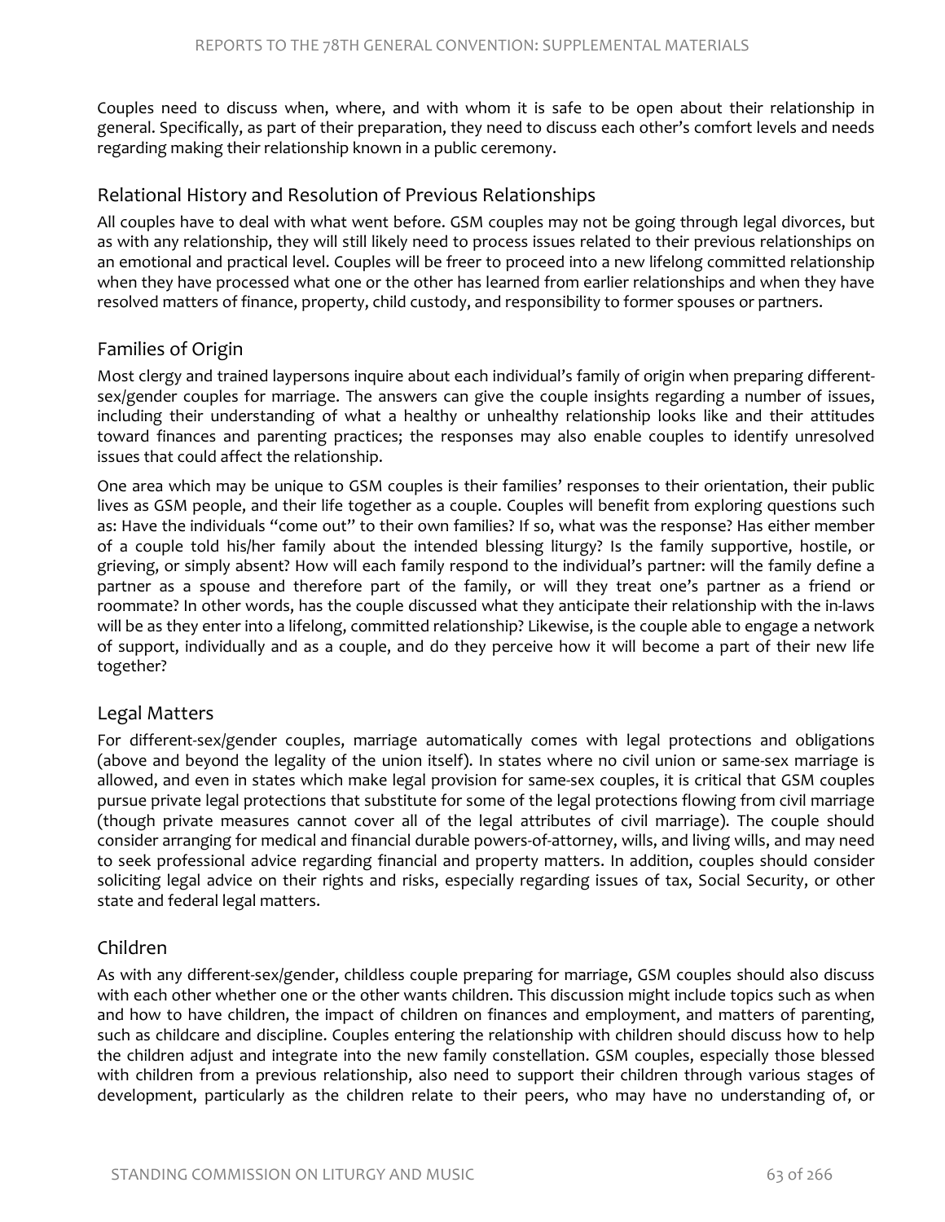Couples need to discuss when, where, and with whom it is safe to be open about their relationship in general. Specifically, as part of their preparation, they need to discuss each other's comfort levels and needs regarding making their relationship known in a public ceremony.

## Relational History and Resolution of Previous Relationships

All couples have to deal with what went before. GSM couples may not be going through legal divorces, but as with any relationship, they will still likely need to process issues related to their previous relationships on an emotional and practical level. Couples will be freer to proceed into a new lifelong committed relationship when they have processed what one or the other has learned from earlier relationships and when they have resolved matters of finance, property, child custody, and responsibility to former spouses or partners.

## Families of Origin

Most clergy and trained laypersons inquire about each individual's family of origin when preparing different-sex/gender couples for marriage. The answers can give the couple insights regarding a number of issues, including their understanding of what a healthy or unhealthy relationship looks like and their attitudes toward finances and parenting practices; the responses may also enable couples to identify unresolved issues that could affect the relationship.

One area which may be unique to GSM couples is their families' responses to their orientation, their public lives as GSM people, and their life together as a couple. Couples will benefit from exploring questions such as: Have the individuals "come out" to their own families? If so, what was the response? Has either member of a couple told his/her family about the intended blessing liturgy? Is the family supportive, hostile, or grieving, or simply absent? How will each family respond to the individual's partner: will the family define a partner as a spouse and therefore part of the family, or will they treat one's partner as a friend or roommate? In other words, has the couple discussed what they anticipate their relationship with the in-laws will be as they enter into a lifelong, committed relationship? Likewise, is the couple able to engage a network of support, individually and as a couple, and do they perceive how it will become a part of their new life together?

## Legal Matters

For different-sex/gender couples, marriage automatically comes with legal protections and obligations (above and beyond the legality of the union itself). In states where no civil union or same-sex marriage is allowed, and even in states which make legal provision for same-sex couples, it is critical that GSM couples pursue private legal protections that substitute for some of the legal protections flowing from civil marriage (though private measures cannot cover all of the legal attributes of civil marriage). The couple should consider arranging for medical and financial durable powers-of-attorney, wills, and living wills, and may need to seek professional advice regarding financial and property matters. In addition, couples should consider soliciting legal advice on their rights and risks, especially regarding issues of tax, Social Security, or other state and federal legal matters.

## Children

As with any different-sex/gender, childless couple preparing for marriage, GSM couples should also discuss with each other whether one or the other wants children. This discussion might include topics such as when and how to have children, the impact of children on finances and employment, and matters of parenting, such as childcare and discipline. Couples entering the relationship with children should discuss how to help the children adjust and integrate into the new family constellation. GSM couples, especially those blessed with children from a previous relationship, also need to support their children through various stages of development, particularly as the children relate to their peers, who may have no understanding of, or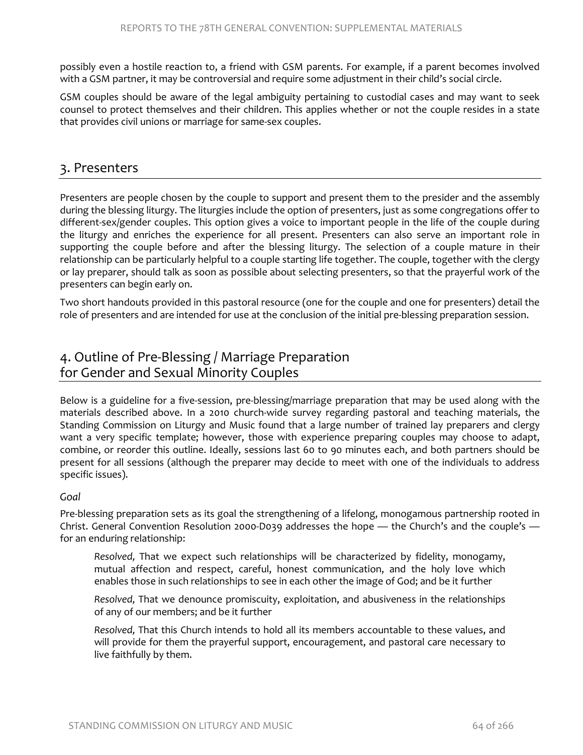possibly even a hostile reaction to, a friend with GSM parents. For example, if a parent becomes involved with a GSM partner, it may be controversial and require some adjustment in their child's social circle.

GSM couples should be aware of the legal ambiguity pertaining to custodial cases and may want to seek counsel to protect themselves and their children. This applies whether or not the couple resides in a state that provides civil unions or marriage for same-sex couples.

## 3. Presenters

Presenters are people chosen by the couple to support and present them to the presider and the assembly during the blessing liturgy. The liturgies include the option of presenters, just as some congregations offer to different-sex/gender couples. This option gives a voice to important people in the life of the couple during the liturgy and enriches the experience for all present. Presenters can also serve an important role in supporting the couple before and after the blessing liturgy. The selection of a couple mature in their relationship can be particularly helpful to a couple starting life together. The couple, together with the clergy or lay preparer, should talk as soon as possible about selecting presenters, so that the prayerful work of the presenters can begin early on.

Two short handouts provided in this pastoral resource (one for the couple and one for presenters) detail the role of presenters and are intended for use at the conclusion of the initial pre-blessing preparation session.

## 4. Outline of Pre-Blessing / Marriage Preparation for Gender and Sexual Minority Couples

Below is a guideline for a five-session, pre-blessing/marriage preparation that may be used along with the materials described above. In a 2010 church-wide survey regarding pastoral and teaching materials, the Standing Commission on Liturgy and Music found that a large number of trained lay preparers and clergy want a very specific template; however, those with experience preparing couples may choose to adapt, combine, or reorder this outline. Ideally, sessions last 60 to 90 minutes each, and both partners should be present for all sessions (although the preparer may decide to meet with one of the individuals to address specific issues).

*Goal*

Pre-blessing preparation sets as its goal the strengthening of a lifelong, monogamous partnership rooted in Christ. General Convention Resolution 2000-D039 addresses the hope — the Church's and the couple's — for an enduring relationship:

> *Resolved,* That we expect such relationships will be characterized by fidelity, monogamy, mutual affection and respect, careful, honest communication, and the holy love which enables those in such relationships to see in each other the image of God; and be it further
>
> *Resolved,* That we denounce promiscuity, exploitation, and abusiveness in the relationships of any of our members; and be it further
>
> *Resolved,* That this Church intends to hold all its members accountable to these values, and will provide for them the prayerful support, encouragement, and pastoral care necessary to live faithfully by them.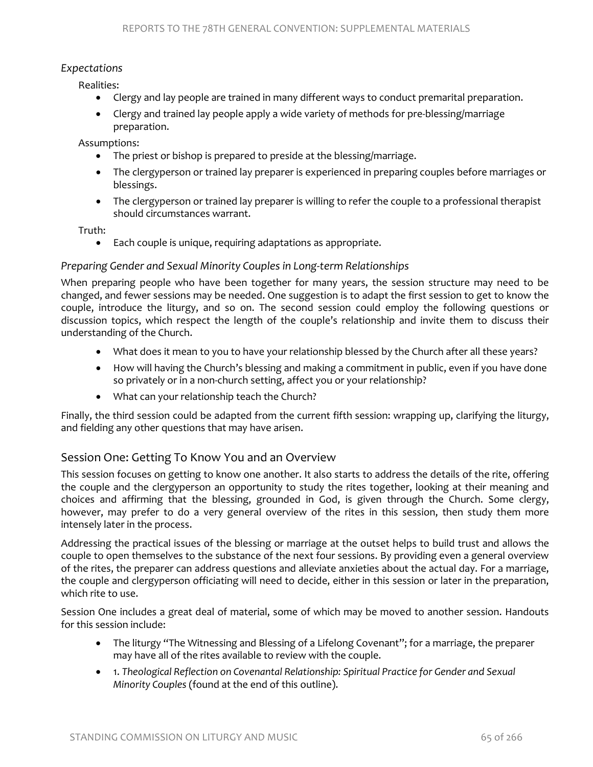*Expectations*

Realities:

- Clergy and lay people are trained in many different ways to conduct premarital preparation.
- Clergy and trained lay people apply a wide variety of methods for pre-blessing/marriage preparation.

Assumptions:

- The priest or bishop is prepared to preside at the blessing/marriage.
- The clergyperson or trained lay preparer is experienced in preparing couples before marriages or blessings.
- The clergyperson or trained lay preparer is willing to refer the couple to a professional therapist should circumstances warrant.

Truth:

- Each couple is unique, requiring adaptations as appropriate.

### *Preparing Gender and Sexual Minority Couples in Long-term Relationships*

When preparing people who have been together for many years, the session structure may need to be changed, and fewer sessions may be needed. One suggestion is to adapt the first session to get to know the couple, introduce the liturgy, and so on. The second session could employ the following questions or discussion topics, which respect the length of the couple's relationship and invite them to discuss their understanding of the Church.

- What does it mean to you to have your relationship blessed by the Church after all these years?
- How will having the Church's blessing and making a commitment in public, even if you have done so privately or in a non-church setting, affect you or your relationship?
- What can your relationship teach the Church?

Finally, the third session could be adapted from the current fifth session: wrapping up, clarifying the liturgy, and fielding any other questions that may have arisen.

## Session One: Getting To Know You and an Overview

This session focuses on getting to know one another. It also starts to address the details of the rite, offering the couple and the clergyperson an opportunity to study the rites together, looking at their meaning and choices and affirming that the blessing, grounded in God, is given through the Church. Some clergy, however, may prefer to do a very general overview of the rites in this session, then study them more intensely later in the process.

Addressing the practical issues of the blessing or marriage at the outset helps to build trust and allows the couple to open themselves to the substance of the next four sessions. By providing even a general overview of the rites, the preparer can address questions and alleviate anxieties about the actual day. For a marriage, the couple and clergyperson officiating will need to decide, either in this session or later in the preparation, which rite to use.

Session One includes a great deal of material, some of which may be moved to another session. Handouts for this session include:

- The liturgy "The Witnessing and Blessing of a Lifelong Covenant"; for a marriage, the preparer may have all of the rites available to review with the couple.
- 1. *Theological Reflection on Covenantal Relationship: Spiritual Practice for Gender and Sexual Minority Couples* (found at the end of this outline).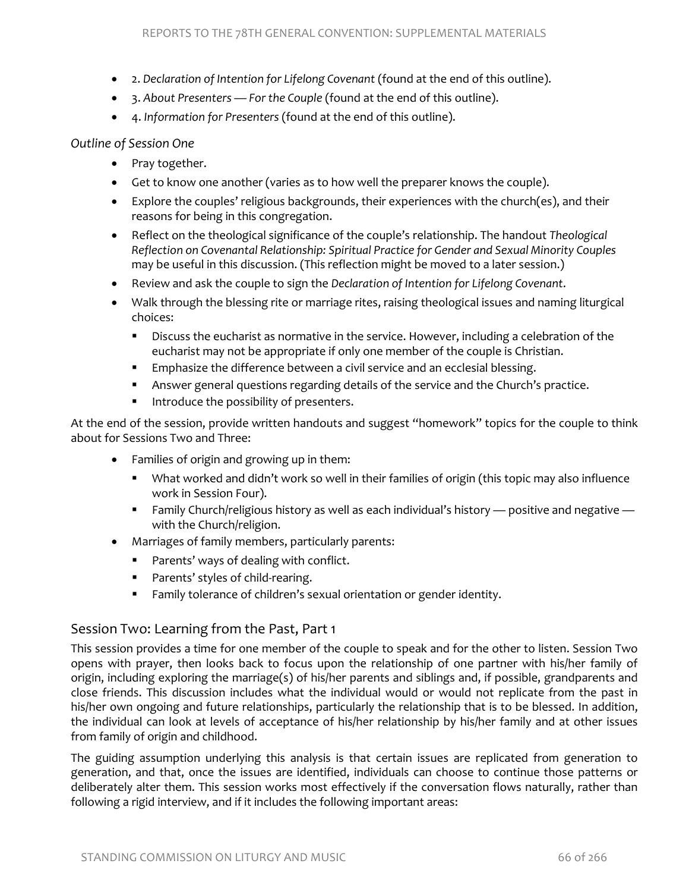- 2. *Declaration of Intention for Lifelong Covenant* (found at the end of this outline).
- 3. *About Presenters — For the Couple* (found at the end of this outline).
- 4. *Information for Presenters* (found at the end of this outline).

*Outline of Session One*

- Pray together.
- Get to know one another (varies as to how well the preparer knows the couple).
- Explore the couples' religious backgrounds, their experiences with the church(es), and their reasons for being in this congregation.
- Reflect on the theological significance of the couple's relationship. The handout *Theological Reflection on Covenantal Relationship: Spiritual Practice for Gender and Sexual Minority Couples* may be useful in this discussion. (This reflection might be moved to a later session.)
- Review and ask the couple to sign the *Declaration of Intention for Lifelong Covenant*.
- Walk through the blessing rite or marriage rites, raising theological issues and naming liturgical choices:
  - Discuss the eucharist as normative in the service. However, including a celebration of the eucharist may not be appropriate if only one member of the couple is Christian.
  - Emphasize the difference between a civil service and an ecclesial blessing.
  - Answer general questions regarding details of the service and the Church's practice.
  - Introduce the possibility of presenters.

At the end of the session, provide written handouts and suggest "homework" topics for the couple to think about for Sessions Two and Three:

- Families of origin and growing up in them:
  - What worked and didn't work so well in their families of origin (this topic may also influence work in Session Four).
  - Family Church/religious history as well as each individual's history — positive and negative — with the Church/religion.
- Marriages of family members, particularly parents:
  - Parents' ways of dealing with conflict.
  - Parents' styles of child-rearing.
  - Family tolerance of children's sexual orientation or gender identity.

## Session Two: Learning from the Past, Part 1

This session provides a time for one member of the couple to speak and for the other to listen. Session Two opens with prayer, then looks back to focus upon the relationship of one partner with his/her family of origin, including exploring the marriage(s) of his/her parents and siblings and, if possible, grandparents and close friends. This discussion includes what the individual would or would not replicate from the past in his/her own ongoing and future relationships, particularly the relationship that is to be blessed. In addition, the individual can look at levels of acceptance of his/her relationship by his/her family and at other issues from family of origin and childhood.

The guiding assumption underlying this analysis is that certain issues are replicated from generation to generation, and that, once the issues are identified, individuals can choose to continue those patterns or deliberately alter them. This session works most effectively if the conversation flows naturally, rather than following a rigid interview, and if it includes the following important areas: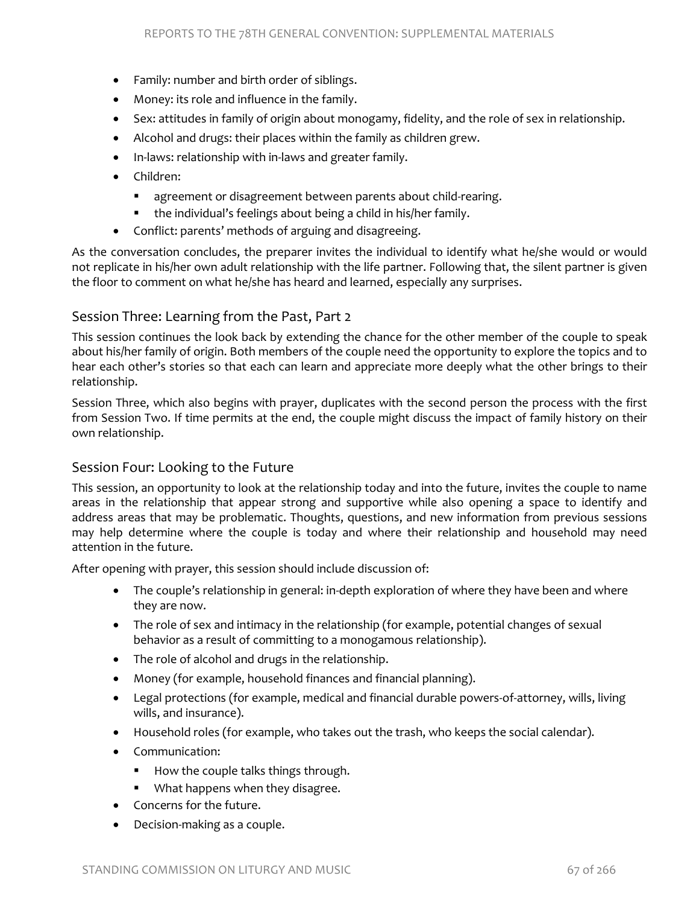- Family: number and birth order of siblings.
- Money: its role and influence in the family.
- Sex: attitudes in family of origin about monogamy, fidelity, and the role of sex in relationship.
- Alcohol and drugs: their places within the family as children grew.
- In-laws: relationship with in-laws and greater family.
- Children:
  - agreement or disagreement between parents about child-rearing.
  - the individual's feelings about being a child in his/her family.
- Conflict: parents' methods of arguing and disagreeing.

As the conversation concludes, the preparer invites the individual to identify what he/she would or would not replicate in his/her own adult relationship with the life partner. Following that, the silent partner is given the floor to comment on what he/she has heard and learned, especially any surprises.

### Session Three: Learning from the Past, Part 2

This session continues the look back by extending the chance for the other member of the couple to speak about his/her family of origin. Both members of the couple need the opportunity to explore the topics and to hear each other's stories so that each can learn and appreciate more deeply what the other brings to their relationship.

Session Three, which also begins with prayer, duplicates with the second person the process with the first from Session Two. If time permits at the end, the couple might discuss the impact of family history on their own relationship.

### Session Four: Looking to the Future

This session, an opportunity to look at the relationship today and into the future, invites the couple to name areas in the relationship that appear strong and supportive while also opening a space to identify and address areas that may be problematic. Thoughts, questions, and new information from previous sessions may help determine where the couple is today and where their relationship and household may need attention in the future.

After opening with prayer, this session should include discussion of:

- The couple's relationship in general: in-depth exploration of where they have been and where they are now.
- The role of sex and intimacy in the relationship (for example, potential changes of sexual behavior as a result of committing to a monogamous relationship).
- The role of alcohol and drugs in the relationship.
- Money (for example, household finances and financial planning).
- Legal protections (for example, medical and financial durable powers-of-attorney, wills, living wills, and insurance).
- Household roles (for example, who takes out the trash, who keeps the social calendar).
- Communication:
  - How the couple talks things through.
  - What happens when they disagree.
- Concerns for the future.
- Decision-making as a couple.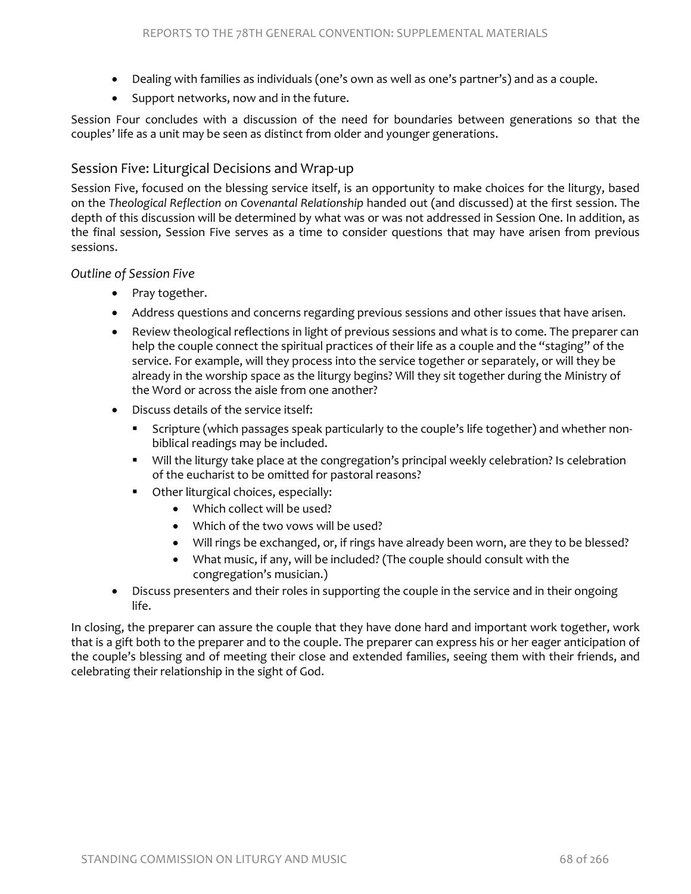- Dealing with families as individuals (one's own as well as one's partner's) and as a couple.
- Support networks, now and in the future.

Session Four concludes with a discussion of the need for boundaries between generations so that the couples' life as a unit may be seen as distinct from older and younger generations.

## Session Five: Liturgical Decisions and Wrap-up

Session Five, focused on the blessing service itself, is an opportunity to make choices for the liturgy, based on the *Theological Reflection on Covenantal Relationship* handed out (and discussed) at the first session. The depth of this discussion will be determined by what was or was not addressed in Session One. In addition, as the final session, Session Five serves as a time to consider questions that may have arisen from previous sessions.

*Outline of Session Five*

- Pray together.
- Address questions and concerns regarding previous sessions and other issues that have arisen.
- Review theological reflections in light of previous sessions and what is to come. The preparer can help the couple connect the spiritual practices of their life as a couple and the "staging" of the service. For example, will they process into the service together or separately, or will they be already in the worship space as the liturgy begins? Will they sit together during the Ministry of the Word or across the aisle from one another?
- Discuss details of the service itself:
  - Scripture (which passages speak particularly to the couple's life together) and whether non-biblical readings may be included.
  - Will the liturgy take place at the congregation's principal weekly celebration? Is celebration of the eucharist to be omitted for pastoral reasons?
  - Other liturgical choices, especially:
    - Which collect will be used?
    - Which of the two vows will be used?
    - Will rings be exchanged, or, if rings have already been worn, are they to be blessed?
    - What music, if any, will be included? (The couple should consult with the congregation's musician.)
- Discuss presenters and their roles in supporting the couple in the service and in their ongoing life.

In closing, the preparer can assure the couple that they have done hard and important work together, work that is a gift both to the preparer and to the couple. The preparer can express his or her eager anticipation of the couple's blessing and of meeting their close and extended families, seeing them with their friends, and celebrating their relationship in the sight of God.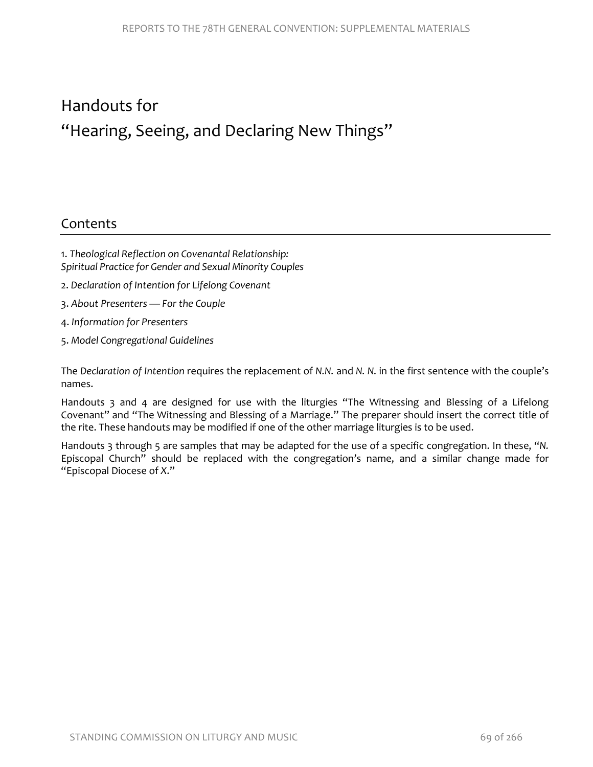# Handouts for

# "Hearing, Seeing, and Declaring New Things"

## Contents

1. *Theological Reflection on Covenantal Relationship: Spiritual Practice for Gender and Sexual Minority Couples*
2. *Declaration of Intention for Lifelong Covenant*
3. *About Presenters — For the Couple*
4. *Information for Presenters*
5. *Model Congregational Guidelines*

The *Declaration of Intention* requires the replacement of *N.N.* and *N. N.* in the first sentence with the couple's names.

Handouts 3 and 4 are designed for use with the liturgies "The Witnessing and Blessing of a Lifelong Covenant" and "The Witnessing and Blessing of a Marriage." The preparer should insert the correct title of the rite. These handouts may be modified if one of the other marriage liturgies is to be used.

Handouts 3 through 5 are samples that may be adapted for the use of a specific congregation. In these, "*N.* Episcopal Church" should be replaced with the congregation's name, and a similar change made for "Episcopal Diocese of *X*."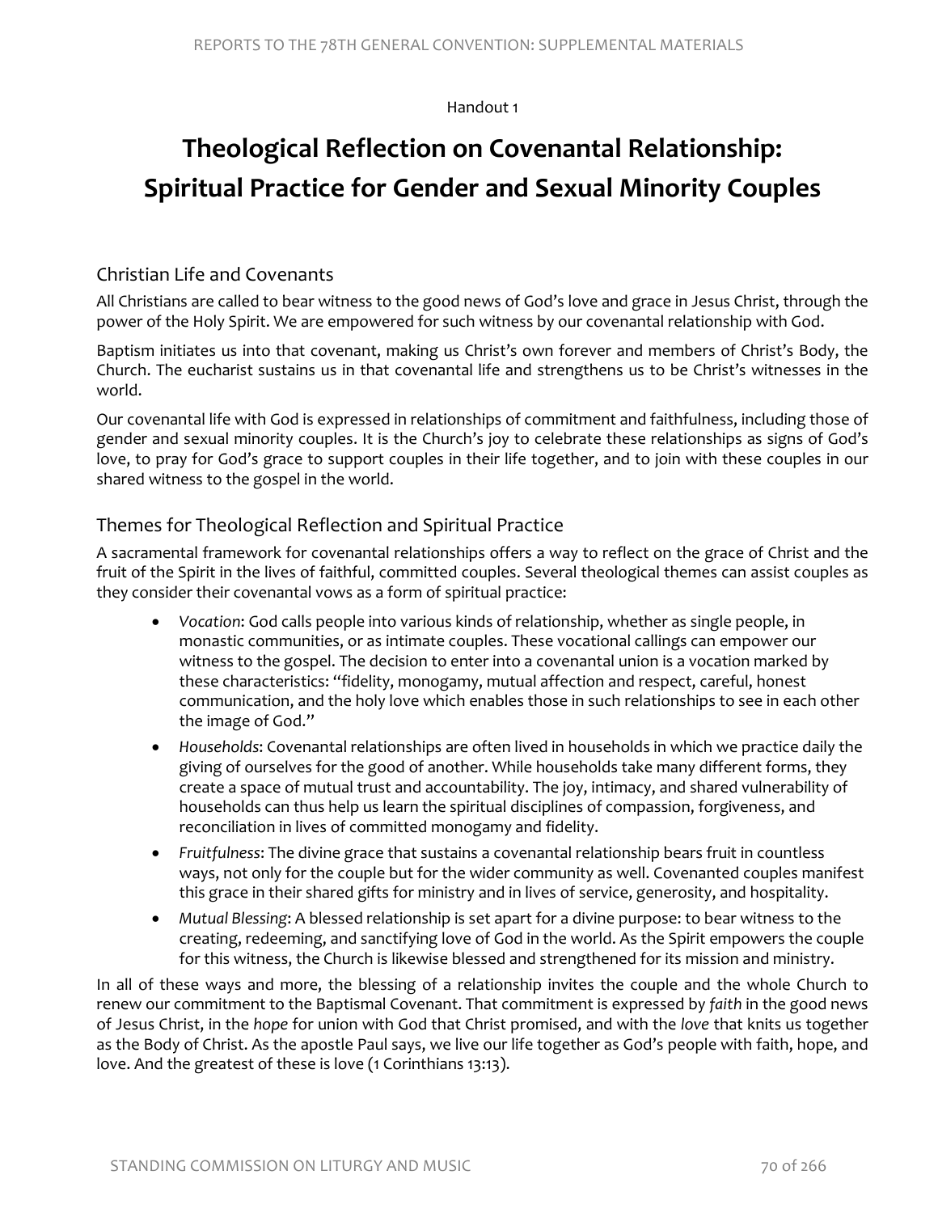Handout 1

# Theological Reflection on Covenantal Relationship: Spiritual Practice for Gender and Sexual Minority Couples

## Christian Life and Covenants

All Christians are called to bear witness to the good news of God's love and grace in Jesus Christ, through the power of the Holy Spirit. We are empowered for such witness by our covenantal relationship with God.

Baptism initiates us into that covenant, making us Christ's own forever and members of Christ's Body, the Church. The eucharist sustains us in that covenantal life and strengthens us to be Christ's witnesses in the world.

Our covenantal life with God is expressed in relationships of commitment and faithfulness, including those of gender and sexual minority couples. It is the Church's joy to celebrate these relationships as signs of God's love, to pray for God's grace to support couples in their life together, and to join with these couples in our shared witness to the gospel in the world.

## Themes for Theological Reflection and Spiritual Practice

A sacramental framework for covenantal relationships offers a way to reflect on the grace of Christ and the fruit of the Spirit in the lives of faithful, committed couples. Several theological themes can assist couples as they consider their covenantal vows as a form of spiritual practice:

- *Vocation*: God calls people into various kinds of relationship, whether as single people, in monastic communities, or as intimate couples. These vocational callings can empower our witness to the gospel. The decision to enter into a covenantal union is a vocation marked by these characteristics: "fidelity, monogamy, mutual affection and respect, careful, honest communication, and the holy love which enables those in such relationships to see in each other the image of God."
- *Households*: Covenantal relationships are often lived in households in which we practice daily the giving of ourselves for the good of another. While households take many different forms, they create a space of mutual trust and accountability. The joy, intimacy, and shared vulnerability of households can thus help us learn the spiritual disciplines of compassion, forgiveness, and reconciliation in lives of committed monogamy and fidelity.
- *Fruitfulness*: The divine grace that sustains a covenantal relationship bears fruit in countless ways, not only for the couple but for the wider community as well. Covenanted couples manifest this grace in their shared gifts for ministry and in lives of service, generosity, and hospitality.
- *Mutual Blessing*: A blessed relationship is set apart for a divine purpose: to bear witness to the creating, redeeming, and sanctifying love of God in the world. As the Spirit empowers the couple for this witness, the Church is likewise blessed and strengthened for its mission and ministry.

In all of these ways and more, the blessing of a relationship invites the couple and the whole Church to renew our commitment to the Baptismal Covenant. That commitment is expressed by *faith* in the good news of Jesus Christ, in the *hope* for union with God that Christ promised, and with the *love* that knits us together as the Body of Christ. As the apostle Paul says, we live our life together as God's people with faith, hope, and love. And the greatest of these is love (1 Corinthians 13:13).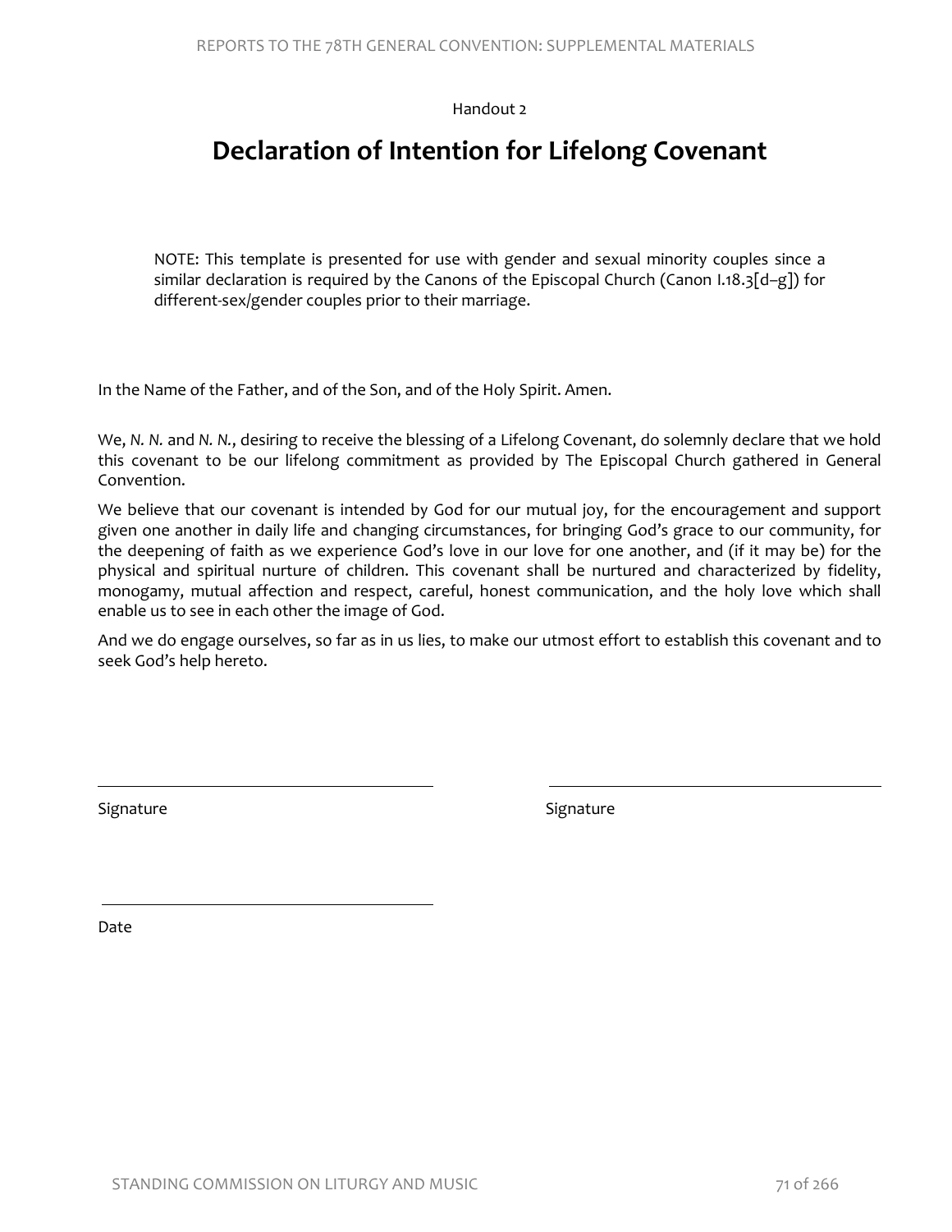Handout 2

# Declaration of Intention for Lifelong Covenant

NOTE: This template is presented for use with gender and sexual minority couples since a similar declaration is required by the Canons of the Episcopal Church (Canon I.18.3[d–g]) for different-sex/gender couples prior to their marriage.

In the Name of the Father, and of the Son, and of the Holy Spirit. Amen.

We, *N. N.* and *N. N.*, desiring to receive the blessing of a Lifelong Covenant, do solemnly declare that we hold this covenant to be our lifelong commitment as provided by The Episcopal Church gathered in General Convention.

We believe that our covenant is intended by God for our mutual joy, for the encouragement and support given one another in daily life and changing circumstances, for bringing God's grace to our community, for the deepening of faith as we experience God's love in our love for one another, and (if it may be) for the physical and spiritual nurture of children. This covenant shall be nurtured and characterized by fidelity, monogamy, mutual affection and respect, careful, honest communication, and the holy love which shall enable us to see in each other the image of God.

And we do engage ourselves, so far as in us lies, to make our utmost effort to establish this covenant and to seek God's help hereto.

\_\_\_\_\_\_\_\_\_\_\_\_\_\_\_\_\_\_\_\_\_\_\_\_\_\_\_\_\_\_ \_\_\_\_\_\_\_\_\_\_\_\_\_\_\_\_\_\_\_\_\_\_\_\_\_\_\_\_\_\_

Signature Signature

\_\_\_\_\_\_\_\_\_\_\_\_\_\_\_\_\_\_\_\_\_\_\_\_\_\_\_\_\_\_

Date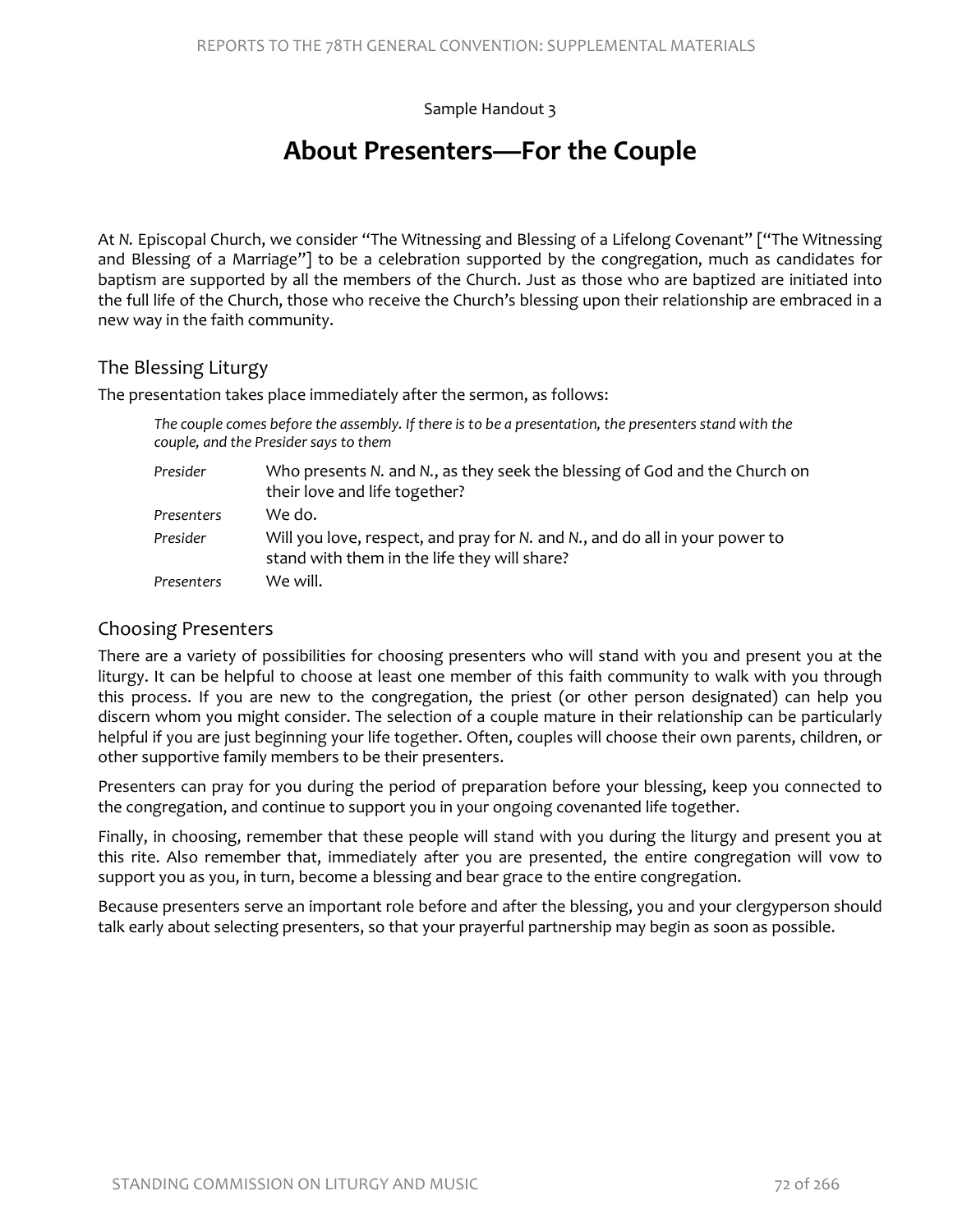Sample Handout 3

# About Presenters—For the Couple

At *N.* Episcopal Church, we consider "The Witnessing and Blessing of a Lifelong Covenant" ["The Witnessing and Blessing of a Marriage"] to be a celebration supported by the congregation, much as candidates for baptism are supported by all the members of the Church. Just as those who are baptized are initiated into the full life of the Church, those who receive the Church's blessing upon their relationship are embraced in a new way in the faith community.

## The Blessing Liturgy

The presentation takes place immediately after the sermon, as follows:

> *The couple comes before the assembly. If there is to be a presentation, the presenters stand with the couple, and the Presider says to them*
>
> *Presider* Who presents *N.* and *N.*, as they seek the blessing of God and the Church on their love and life together?
>
> *Presenters* We do.
>
> *Presider* Will you love, respect, and pray for *N.* and *N.*, and do all in your power to stand with them in the life they will share?
>
> *Presenters* We will.

## Choosing Presenters

There are a variety of possibilities for choosing presenters who will stand with you and present you at the liturgy. It can be helpful to choose at least one member of this faith community to walk with you through this process. If you are new to the congregation, the priest (or other person designated) can help you discern whom you might consider. The selection of a couple mature in their relationship can be particularly helpful if you are just beginning your life together. Often, couples will choose their own parents, children, or other supportive family members to be their presenters.

Presenters can pray for you during the period of preparation before your blessing, keep you connected to the congregation, and continue to support you in your ongoing covenanted life together.

Finally, in choosing, remember that these people will stand with you during the liturgy and present you at this rite. Also remember that, immediately after you are presented, the entire congregation will vow to support you as you, in turn, become a blessing and bear grace to the entire congregation.

Because presenters serve an important role before and after the blessing, you and your clergyperson should talk early about selecting presenters, so that your prayerful partnership may begin as soon as possible.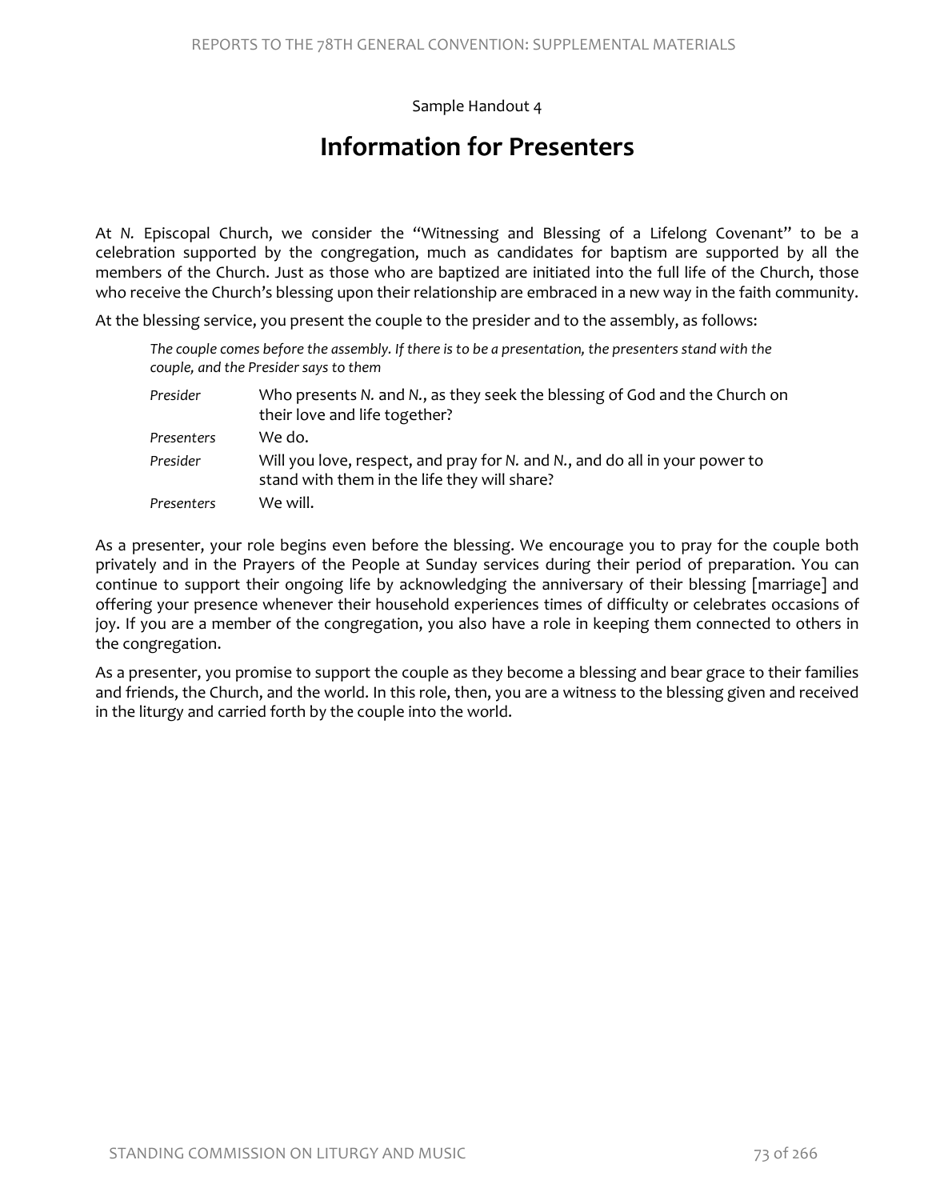Sample Handout 4

# Information for Presenters

At *N.* Episcopal Church, we consider the "Witnessing and Blessing of a Lifelong Covenant" to be a celebration supported by the congregation, much as candidates for baptism are supported by all the members of the Church. Just as those who are baptized are initiated into the full life of the Church, those who receive the Church's blessing upon their relationship are embraced in a new way in the faith community.

At the blessing service, you present the couple to the presider and to the assembly, as follows:

> *The couple comes before the assembly. If there is to be a presentation, the presenters stand with the couple, and the Presider says to them*
>
> *Presider* Who presents *N.* and *N.*, as they seek the blessing of God and the Church on their love and life together?
>
> *Presenters* We do.
>
> *Presider* Will you love, respect, and pray for *N.* and *N.*, and do all in your power to stand with them in the life they will share?
>
> *Presenters* We will.

As a presenter, your role begins even before the blessing. We encourage you to pray for the couple both privately and in the Prayers of the People at Sunday services during their period of preparation. You can continue to support their ongoing life by acknowledging the anniversary of their blessing [marriage] and offering your presence whenever their household experiences times of difficulty or celebrates occasions of joy. If you are a member of the congregation, you also have a role in keeping them connected to others in the congregation.

As a presenter, you promise to support the couple as they become a blessing and bear grace to their families and friends, the Church, and the world. In this role, then, you are a witness to the blessing given and received in the liturgy and carried forth by the couple into the world.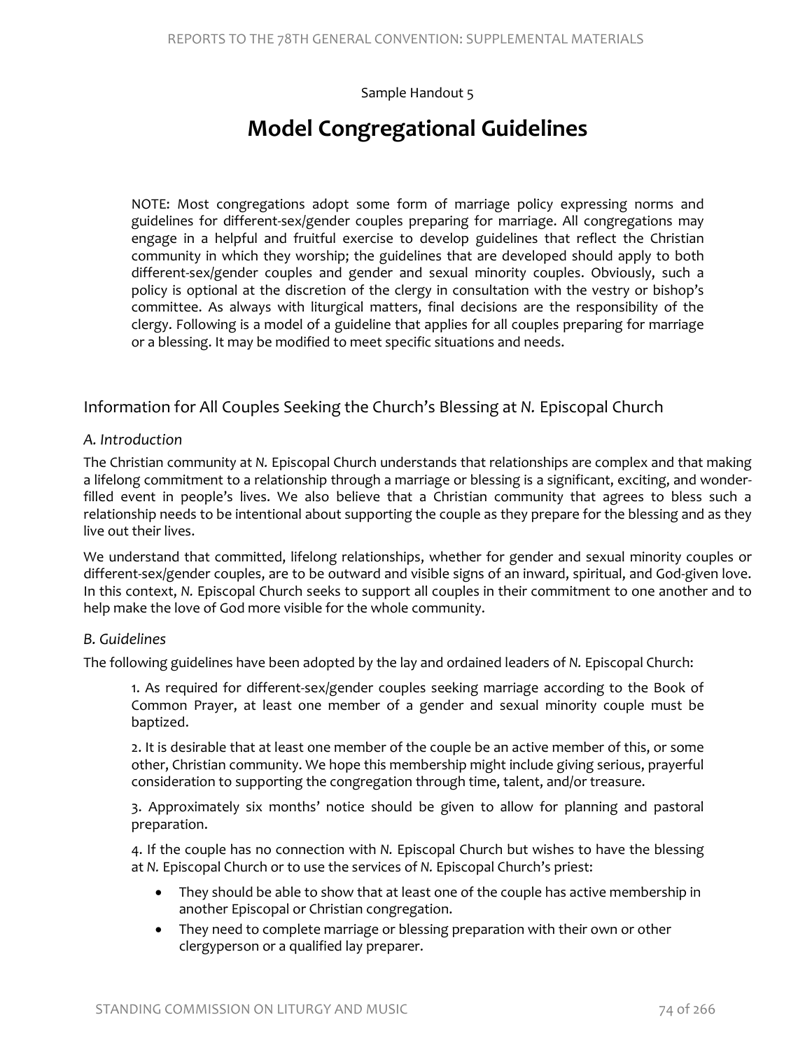Sample Handout 5

# Model Congregational Guidelines

NOTE: Most congregations adopt some form of marriage policy expressing norms and guidelines for different-sex/gender couples preparing for marriage. All congregations may engage in a helpful and fruitful exercise to develop guidelines that reflect the Christian community in which they worship; the guidelines that are developed should apply to both different-sex/gender couples and gender and sexual minority couples. Obviously, such a policy is optional at the discretion of the clergy in consultation with the vestry or bishop's committee. As always with liturgical matters, final decisions are the responsibility of the clergy. Following is a model of a guideline that applies for all couples preparing for marriage or a blessing. It may be modified to meet specific situations and needs.

## Information for All Couples Seeking the Church's Blessing at *N.* Episcopal Church

### *A. Introduction*

The Christian community at *N.* Episcopal Church understands that relationships are complex and that making a lifelong commitment to a relationship through a marriage or blessing is a significant, exciting, and wonder-filled event in people's lives. We also believe that a Christian community that agrees to bless such a relationship needs to be intentional about supporting the couple as they prepare for the blessing and as they live out their lives.

We understand that committed, lifelong relationships, whether for gender and sexual minority couples or different-sex/gender couples, are to be outward and visible signs of an inward, spiritual, and God-given love. In this context, *N.* Episcopal Church seeks to support all couples in their commitment to one another and to help make the love of God more visible for the whole community.

### *B. Guidelines*

The following guidelines have been adopted by the lay and ordained leaders of *N.* Episcopal Church:

1. As required for different-sex/gender couples seeking marriage according to the Book of Common Prayer, at least one member of a gender and sexual minority couple must be baptized.

2. It is desirable that at least one member of the couple be an active member of this, or some other, Christian community. We hope this membership might include giving serious, prayerful consideration to supporting the congregation through time, talent, and/or treasure.

3. Approximately six months' notice should be given to allow for planning and pastoral preparation.

4. If the couple has no connection with *N.* Episcopal Church but wishes to have the blessing at *N.* Episcopal Church or to use the services of *N.* Episcopal Church's priest:

- They should be able to show that at least one of the couple has active membership in another Episcopal or Christian congregation.
- They need to complete marriage or blessing preparation with their own or other clergyperson or a qualified lay preparer.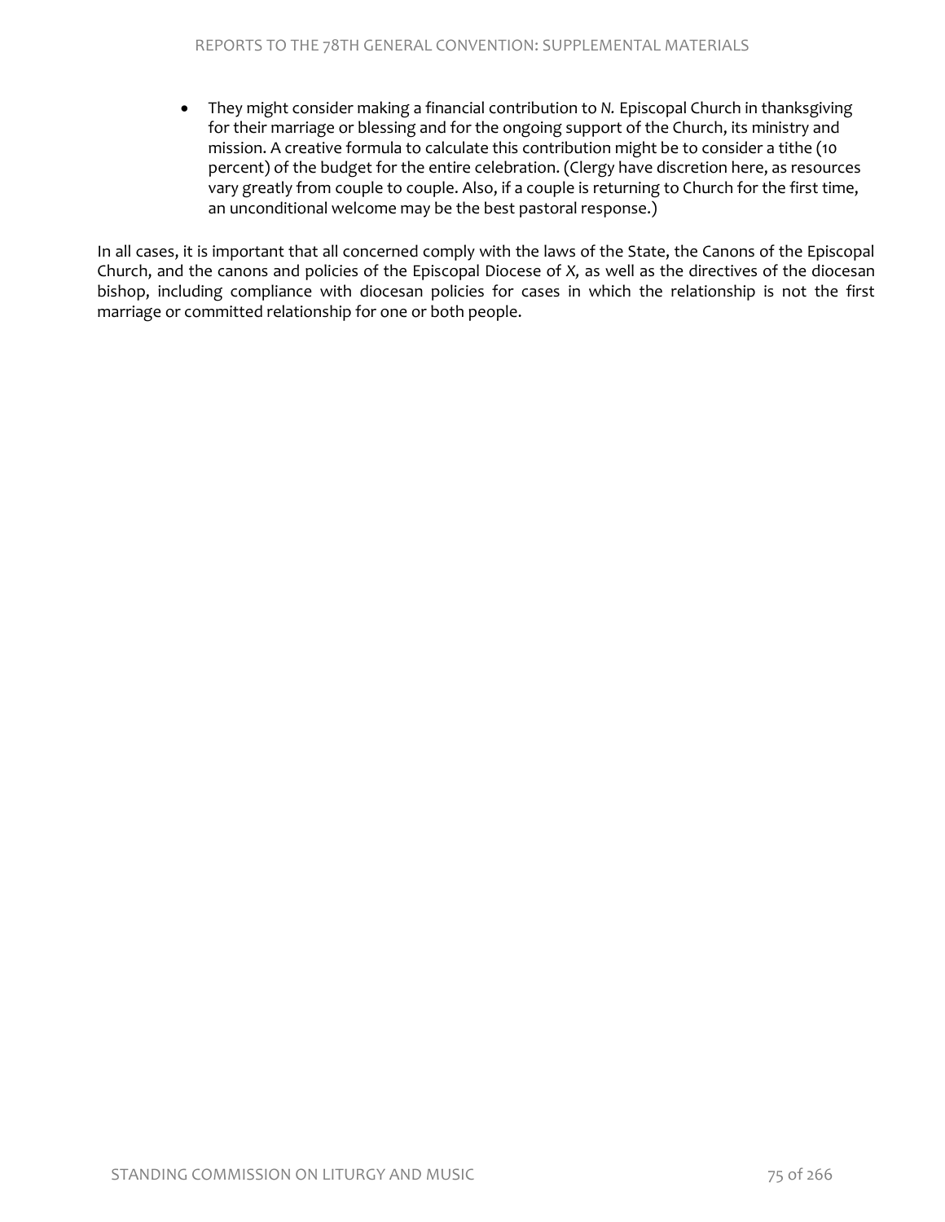- They might consider making a financial contribution to *N.* Episcopal Church in thanksgiving for their marriage or blessing and for the ongoing support of the Church, its ministry and mission. A creative formula to calculate this contribution might be to consider a tithe (10 percent) of the budget for the entire celebration. (Clergy have discretion here, as resources vary greatly from couple to couple. Also, if a couple is returning to Church for the first time, an unconditional welcome may be the best pastoral response.)

In all cases, it is important that all concerned comply with the laws of the State, the Canons of the Episcopal Church, and the canons and policies of the Episcopal Diocese of *X,* as well as the directives of the diocesan bishop, including compliance with diocesan policies for cases in which the relationship is not the first marriage or committed relationship for one or both people.